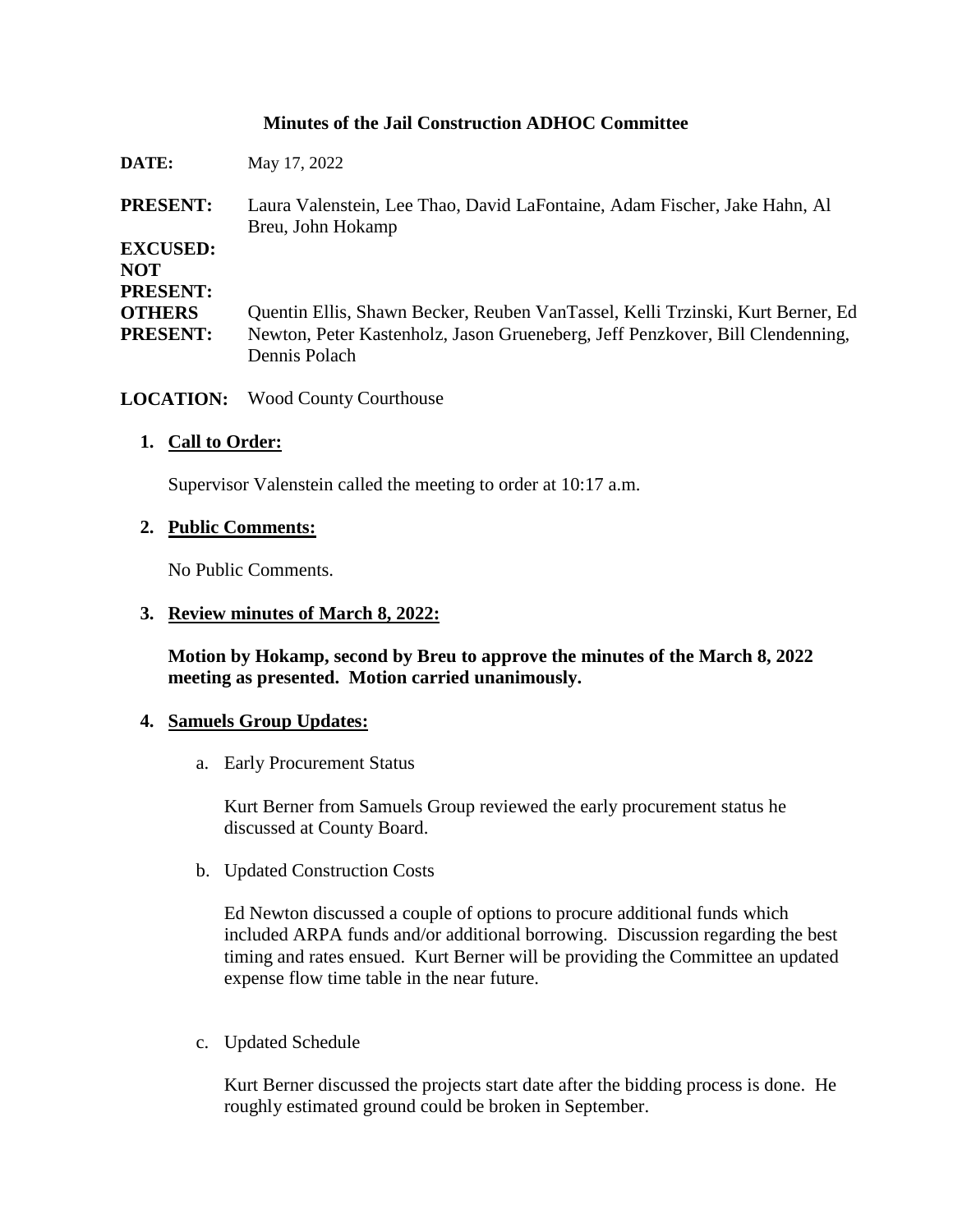# Minutes of the Jail Construction ADHOC Committee

**DATE:** May 17, 2022

**PRESENT:** Laura Valenstein, Lee Thao, David LaFontaine, Adam Fischer, Jake Hahn, Al Breu, John Hokamp

**EXCUSED:**

**NOT PRESENT:**

**OTHERS PRESENT:** Quentin Ellis, Shawn Becker, Reuben VanTassel, Kelli Trzinski, Kurt Berner, Ed Newton, Peter Kastenholz, Jason Grueneberg, Jeff Penzkover, Bill Clendenning, Dennis Polach

**LOCATION:** Wood County Courthouse

1. **Call to Order:**

   Supervisor Valenstein called the meeting to order at 10:17 a.m.

2. **Public Comments:**

   No Public Comments.

3. **Review minutes of March 8, 2022:**

   **Motion by Hokamp, second by Breu to approve the minutes of the March 8, 2022 meeting as presented. Motion carried unanimously.**

4. **Samuels Group Updates:**

   a. Early Procurement Status

      Kurt Berner from Samuels Group reviewed the early procurement status he discussed at County Board.

   b. Updated Construction Costs

      Ed Newton discussed a couple of options to procure additional funds which included ARPA funds and/or additional borrowing. Discussion regarding the best timing and rates ensued. Kurt Berner will be providing the Committee an updated expense flow time table in the near future.

   c. Updated Schedule

      Kurt Berner discussed the projects start date after the bidding process is done. He roughly estimated ground could be broken in September.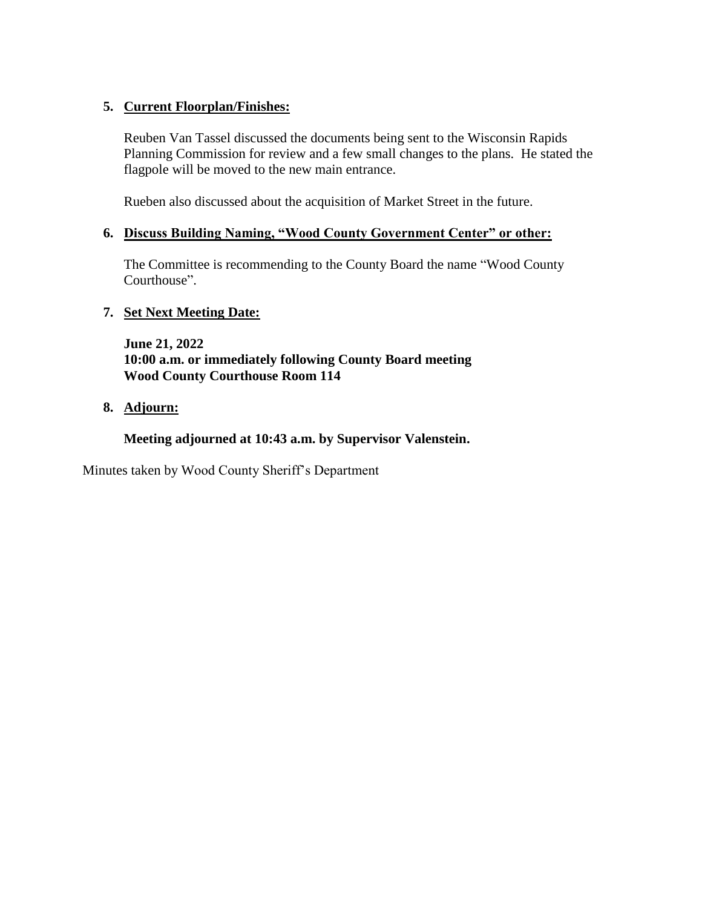5. **Current Floorplan/Finishes:**

   Reuben Van Tassel discussed the documents being sent to the Wisconsin Rapids Planning Commission for review and a few small changes to the plans. He stated the flagpole will be moved to the new main entrance.

   Rueben also discussed about the acquisition of Market Street in the future.

6. **Discuss Building Naming, "Wood County Government Center" or other:**

   The Committee is recommending to the County Board the name "Wood County Courthouse".

7. **Set Next Meeting Date:**

   **June 21, 2022**
   **10:00 a.m. or immediately following County Board meeting**
   **Wood County Courthouse Room 114**

8. **Adjourn:**

   **Meeting adjourned at 10:43 a.m. by Supervisor Valenstein.**

Minutes taken by Wood County Sheriff's Department